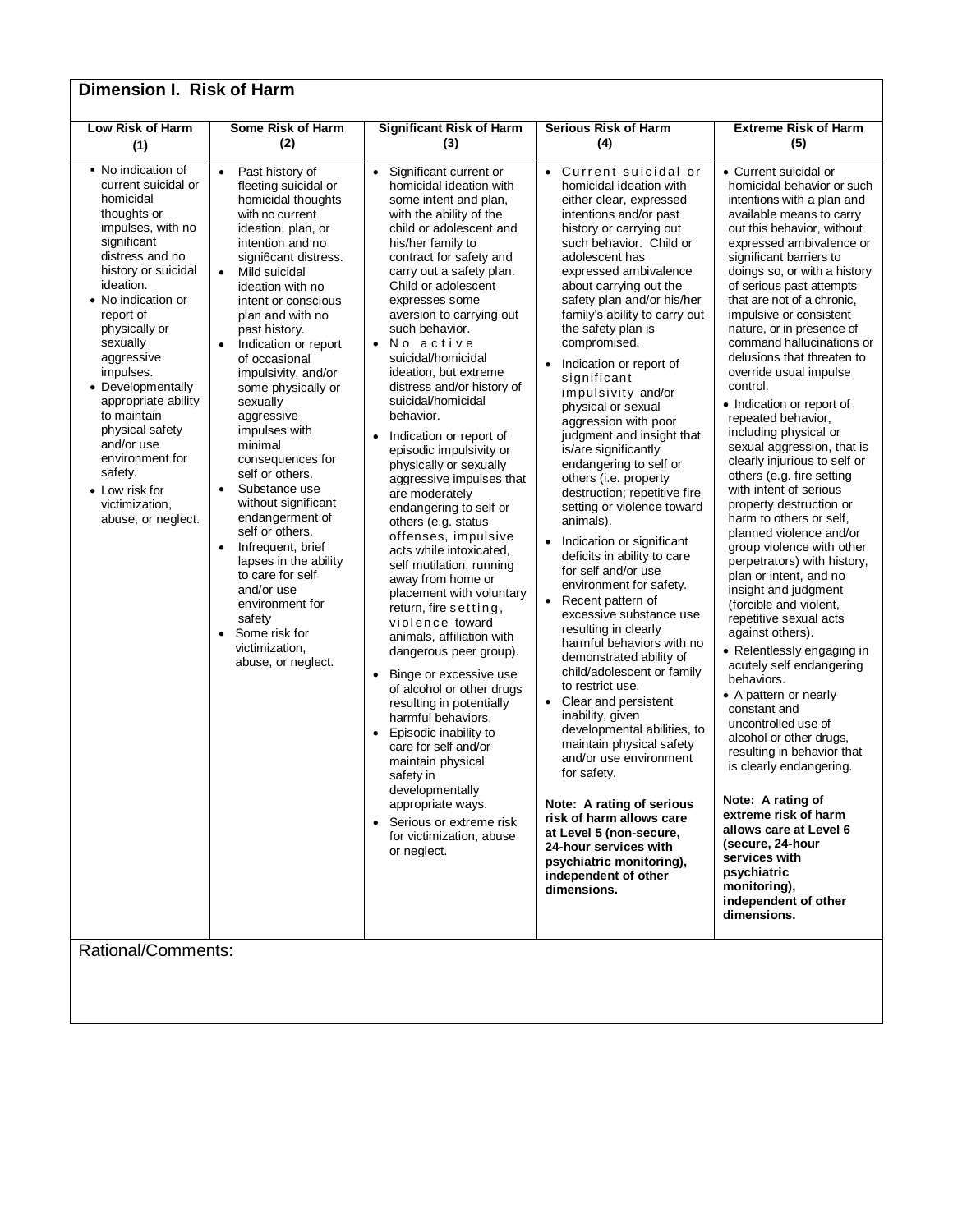## Dimension I. Risk of Harm

| Low Risk of Harm (1) | Some Risk of Harm (2) | Significant Risk of Harm (3) | Serious Risk of Harm (4) | Extreme Risk of Harm (5) |
|---|---|---|---|---|
| • No indication of current suicidal or homicidal thoughts or impulses, with no significant distress and no history or suicidal ideation.<br>• No indication or report of physically or sexually aggressive impulses.<br>• Developmentally appropriate ability to maintain physical safety and/or use environment for safety.<br>• Low risk for victimization, abuse, or neglect. | • Past history of fleeting suicidal or homicidal thoughts with no current ideation, plan, or intention and no signi6cant distress.<br>• Mild suicidal ideation with no intent or conscious plan and with no past history.<br>• Indication or report of occasional impulsivity, and/or some physically or sexually aggressive impulses with minimal consequences for self or others.<br>• Substance use without significant endangerment of self or others.<br>• Infrequent, brief lapses in the ability to care for self and/or use environment for safety<br>• Some risk for victimization, abuse, or neglect. | • Significant current or homicidal ideation with some intent and plan, with the ability of the child or adolescent and his/her family to contract for safety and carry out a safety plan. Child or adolescent expresses some aversion to carrying out such behavior.<br>• No active suicidal/homicidal ideation, but extreme distress and/or history of suicidal/homicidal behavior.<br>• Indication or report of episodic impulsivity or physically or sexually aggressive impulses that are moderately endangering to self or others (e.g. status offenses, impulsive acts while intoxicated, self mutilation, running away from home or placement with voluntary return, fire setting, violence toward animals, affiliation with dangerous peer group).<br>• Binge or excessive use of alcohol or other drugs resulting in potentially harmful behaviors.<br>• Episodic inability to care for self and/or maintain physical safety in developmentally appropriate ways.<br>• Serious or extreme risk for victimization, abuse or neglect. | • Current suicidal or homicidal ideation with either clear, expressed intentions and/or past history or carrying out such behavior. Child or adolescent has expressed ambivalence about carrying out the safety plan and/or his/her family's ability to carry out the safety plan is compromised.<br>• Indication or report of significant impulsivity and/or physical or sexual aggression with poor judgment and insight that is/are significantly endangering to self or others (i.e. property destruction; repetitive fire setting or violence toward animals).<br>• Indication or significant deficits in ability to care for self and/or use environment for safety.<br>• Recent pattern of excessive substance use resulting in clearly harmful behaviors with no demonstrated ability of child/adolescent or family to restrict use.<br>• Clear and persistent inability, given developmental abilities, to maintain physical safety and/or use environment for safety.<br><br>**Note: A rating of serious risk of harm allows care at Level 5 (non-secure, 24-hour services with psychiatric monitoring), independent of other dimensions.** | • Current suicidal or homicidal behavior or such intentions with a plan and available means to carry out this behavior, without expressed ambivalence or significant barriers to doings so, or with a history of serious past attempts that are not of a chronic, impulsive or consistent nature, or in presence of command hallucinations or delusions that threaten to override usual impulse control.<br>• Indication or report of repeated behavior, including physical or sexual aggression, that is clearly injurious to self or others (e.g. fire setting with intent of serious property destruction or harm to others or self, planned violence and/or group violence with other perpetrators) with history, plan or intent, and no insight and judgment (forcible and violent, repetitive sexual acts against others).<br>• Relentlessly engaging in acutely self endangering behaviors.<br>• A pattern or nearly constant and uncontrolled use of alcohol or other drugs, resulting in behavior that is clearly endangering.<br><br>**Note: A rating of extreme risk of harm allows care at Level 6 (secure, 24-hour services with psychiatric monitoring), independent of other dimensions.** |

Rational/Comments: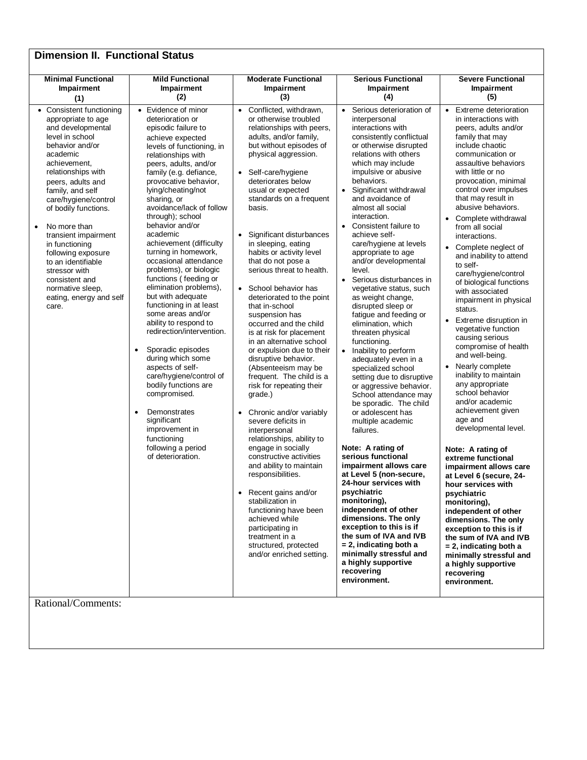## Dimension II. Functional Status

| Minimal Functional Impairment (1) | Mild Functional Impairment (2) | Moderate Functional Impairment (3) | Serious Functional Impairment (4) | Severe Functional Impairment (5) |
|---|---|---|---|---|
| • Consistent functioning appropriate to age and developmental level in school behavior and/or academic achievement, relationships with peers, adults and family, and self care/hygiene/control of bodily functions.<br><br>• No more than transient impairment in functioning following exposure to an identifiable stressor with consistent and normative sleep, eating, energy and self care. | • Evidence of minor deterioration or episodic failure to achieve expected levels of functioning, in relationships with peers, adults, and/or family (e.g. defiance, provocative behavior, lying/cheating/not sharing, or avoidance/lack of follow through); school behavior and/or academic achievement (difficulty turning in homework, occasional attendance problems), or biologic functions ( feeding or elimination problems), but with adequate functioning in at least some areas and/or ability to respond to redirection/intervention.<br><br>• Sporadic episodes during which some aspects of self-care/hygiene/control of bodily functions are compromised.<br><br>• Demonstrates significant improvement in functioning following a period of deterioration. | • Conflicted, withdrawn, or otherwise troubled relationships with peers, adults, and/or family, but without episodes of physical aggression.<br><br>• Self-care/hygiene deteriorates below usual or expected standards on a frequent basis.<br><br>• Significant disturbances in sleeping, eating habits or activity level that do not pose a serious threat to health.<br><br>• School behavior has deteriorated to the point that in-school suspension has occurred and the child is at risk for placement in an alternative school or expulsion due to their disruptive behavior. (Absenteeism may be frequent. The child is a risk for repeating their grade.)<br><br>• Chronic and/or variably severe deficits in interpersonal relationships, ability to engage in socially constructive activities and ability to maintain responsibilities.<br><br>• Recent gains and/or stabilization in functioning have been achieved while participating in treatment in a structured, protected and/or enriched setting. | • Serious deterioration of interpersonal interactions with consistently conflictual or otherwise disrupted relations with others which may include impulsive or abusive behaviors.<br>• Significant withdrawal and avoidance of almost all social interaction.<br>• Consistent failure to achieve self-care/hygiene at levels appropriate to age and/or developmental level.<br>• Serious disturbances in vegetative status, such as weight change, disrupted sleep or fatigue and feeding or elimination, which threaten physical functioning.<br>• Inability to perform adequately even in a specialized school setting due to disruptive or aggressive behavior. School attendance may be sporadic. The child or adolescent has multiple academic failures.<br><br>**Note: A rating of serious functional impairment allows care at Level 5 (non-secure, 24-hour services with psychiatric monitoring), independent of other dimensions. The only exception to this is if the sum of IVA and IVB = 2, indicating both a minimally stressful and a highly supportive recovering environment.** | • Extreme deterioration in interactions with peers, adults and/or family that may include chaotic communication or assaultive behaviors with little or no provocation, minimal control over impulses that may result in abusive behaviors.<br>• Complete withdrawal from all social interactions.<br>• Complete neglect of and inability to attend to self-care/hygiene/control of biological functions with associated impairment in physical status.<br>• Extreme disruption in vegetative function causing serious compromise of health and well-being.<br>• Nearly complete inability to maintain any appropriate school behavior and/or academic achievement given age and developmental level.<br><br>**Note: A rating of extreme functional impairment allows care at Level 6 (secure, 24-hour services with psychiatric monitoring), independent of other dimensions. The only exception to this is if the sum of IVA and IVB = 2, indicating both a minimally stressful and a highly supportive recovering environment.** |

Rational/Comments: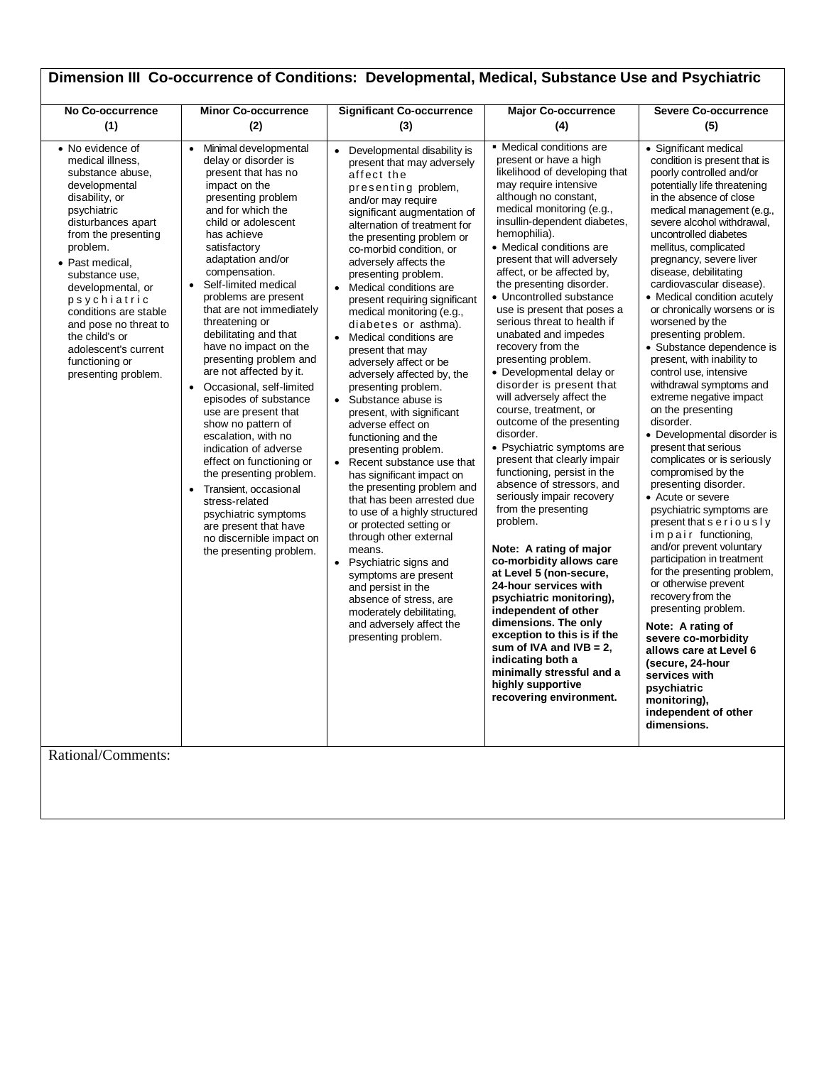## Dimension III Co-occurrence of Conditions: Developmental, Medical, Substance Use and Psychiatric

| No Co-occurrence (1) | Minor Co-occurrence (2) | Significant Co-occurrence (3) | Major Co-occurrence (4) | Severe Co-occurrence (5) |
|---|---|---|---|---|
| • No evidence of medical illness, substance abuse, developmental disability, or psychiatric disturbances apart from the presenting problem.<br>• Past medical, substance use, developmental, or psychiatric conditions are stable and pose no threat to the child's or adolescent's current functioning or presenting problem. | • Minimal developmental delay or disorder is present that has no impact on the presenting problem and for which the child or adolescent has achieve satisfactory adaptation and/or compensation.<br>• Self-limited medical problems are present that are not immediately threatening or debilitating and that have no impact on the presenting problem and are not affected by it.<br>• Occasional, self-limited episodes of substance use are present that show no pattern of escalation, with no indication of adverse effect on functioning or the presenting problem.<br>• Transient, occasional stress-related psychiatric symptoms are present that have no discernible impact on the presenting problem. | • Developmental disability is present that may adversely affect the presenting problem, and/or may require significant augmentation of alternation of treatment for the presenting problem or co-morbid condition, or adversely affects the presenting problem.<br>• Medical conditions are present requiring significant medical monitoring (e.g., diabetes or asthma).<br>• Medical conditions are present that may adversely affect or be adversely affected by, the presenting problem.<br>• Substance abuse is present, with significant adverse effect on functioning and the presenting problem.<br>• Recent substance use that has significant impact on the presenting problem and that has been arrested due to use of a highly structured or protected setting or through other external means.<br>• Psychiatric signs and symptoms are present and persist in the absence of stress, are moderately debilitating, and adversely affect the presenting problem. | • Medical conditions are present or have a high likelihood of developing that may require intensive although no constant, medical monitoring (e.g., insullin-dependent diabetes, hemophilia).<br>• Medical conditions are present that will adversely affect, or be affected by, the presenting disorder.<br>• Uncontrolled substance use is present that poses a serious threat to health if unabated and impedes recovery from the presenting problem.<br>• Developmental delay or disorder is present that will adversely affect the course, treatment, or outcome of the presenting disorder.<br>• Psychiatric symptoms are present that clearly impair functioning, persist in the absence of stressors, and seriously impair recovery from the presenting problem.<br><br>**Note: A rating of major co-morbidity allows care at Level 5 (non-secure, 24-hour services with psychiatric monitoring), independent of other dimensions. The only exception to this is if the sum of IVA and IVB = 2, indicating both a minimally stressful and a highly supportive recovering environment.** | • Significant medical condition is present that is poorly controlled and/or potentially life threatening in the absence of close medical management (e.g., severe alcohol withdrawal, uncontrolled diabetes mellitus, complicated pregnancy, severe liver disease, debilitating cardiovascular disease).<br>• Medical condition acutely or chronically worsens or is worsened by the presenting problem.<br>• Substance dependence is present, with inability to control use, intensive withdrawal symptoms and extreme negative impact on the presenting disorder.<br>• Developmental disorder is present that serious complicates or is seriously compromised by the presenting disorder.<br>• Acute or severe psychiatric symptoms are present that seriously impair functioning, and/or prevent voluntary participation in treatment for the presenting problem, or otherwise prevent recovery from the presenting problem.<br><br>**Note: A rating of severe co-morbidity allows care at Level 6 (secure, 24-hour services with psychiatric monitoring), independent of other dimensions.** |

Rational/Comments: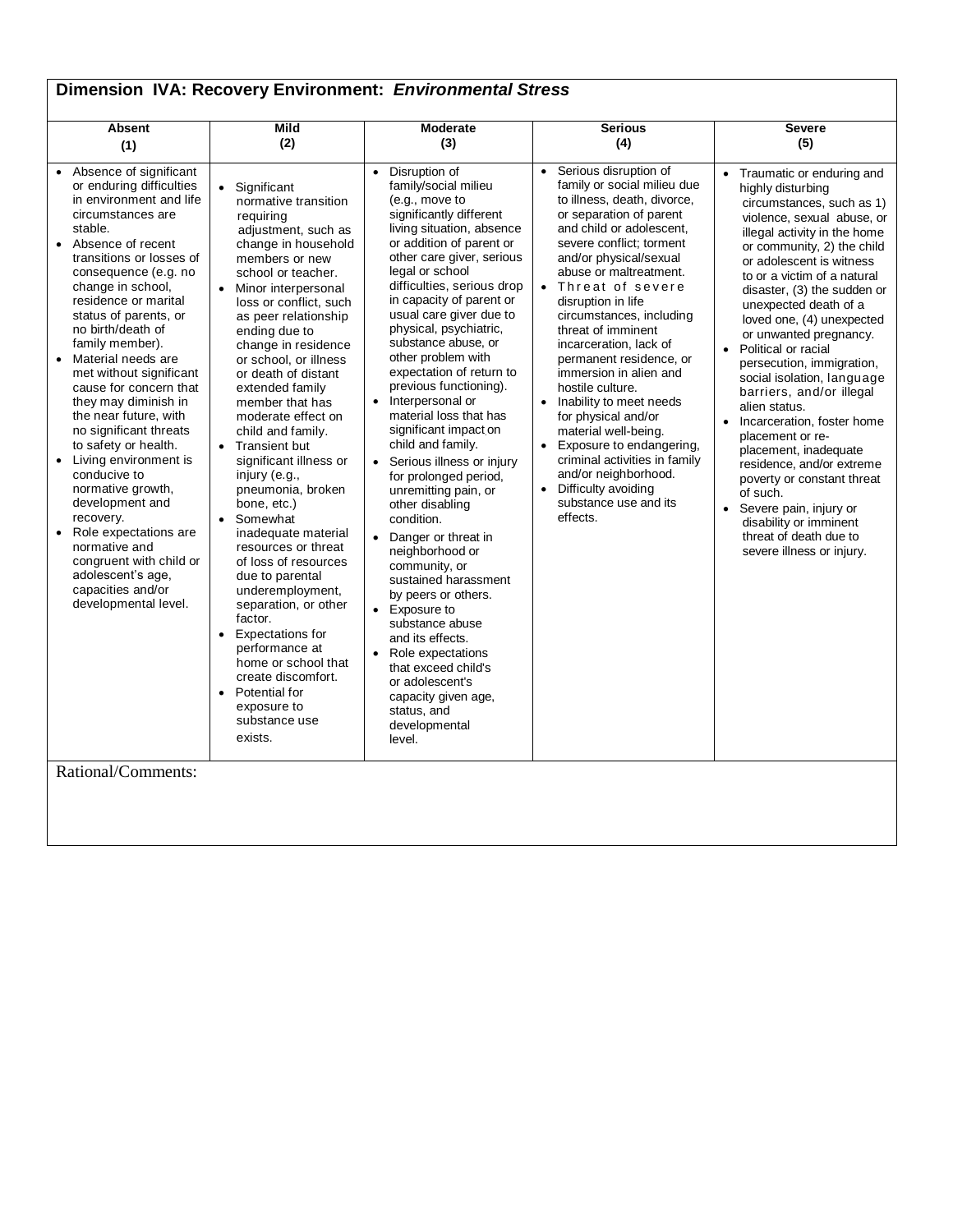## Dimension IVA: Recovery Environment: *Environmental Stress*

| Absent (1) | Mild (2) | Moderate (3) | Serious (4) | Severe (5) |
|---|---|---|---|---|
| • Absence of significant or enduring difficulties in environment and life circumstances are stable.<br>• Absence of recent transitions or losses of consequence (e.g. no change in school, residence or marital status of parents, or no birth/death of family member).<br>• Material needs are met without significant cause for concern that they may diminish in the near future, with no significant threats to safety or health.<br>• Living environment is conducive to normative growth, development and recovery.<br>• Role expectations are normative and congruent with child or adolescent's age, capacities and/or developmental level. | • Significant normative transition requiring adjustment, such as change in household members or new school or teacher.<br>• Minor interpersonal loss or conflict, such as peer relationship ending due to change in residence or school, or illness or death of distant extended family member that has moderate effect on child and family.<br>• Transient but significant illness or injury (e.g., pneumonia, broken bone, etc.)<br>• Somewhat inadequate material resources or threat of loss of resources due to parental underemployment, separation, or other factor.<br>• Expectations for performance at home or school that create discomfort.<br>• Potential for exposure to substance use exists. | • Disruption of family/social milieu (e.g., move to significantly different living situation, absence or addition of parent or other care giver, serious legal or school difficulties, serious drop in capacity of parent or usual care giver due to physical, psychiatric, substance abuse, or other problem with expectation of return to previous functioning).<br>• Interpersonal or material loss that has significant impact on child and family.<br>• Serious illness or injury for prolonged period, unremitting pain, or other disabling condition.<br>• Danger or threat in neighborhood or community, or sustained harassment by peers or others.<br>• Exposure to substance abuse and its effects.<br>• Role expectations that exceed child's or adolescent's capacity given age, status, and developmental level. | • Serious disruption of family or social milieu due to illness, death, divorce, or separation of parent and child or adolescent, severe conflict; torment and/or physical/sexual abuse or maltreatment.<br>• Threat of severe disruption in life circumstances, including threat of imminent incarceration, lack of permanent residence, or immersion in alien and hostile culture.<br>• Inability to meet needs for physical and/or material well-being.<br>• Exposure to endangering, criminal activities in family and/or neighborhood.<br>• Difficulty avoiding substance use and its effects. | • Traumatic or enduring and highly disturbing circumstances, such as 1) violence, sexual abuse, or illegal activity in the home or community, 2) the child or adolescent is witness to or a victim of a natural disaster, (3) the sudden or unexpected death of a loved one, (4) unexpected or unwanted pregnancy.<br>• Political or racial persecution, immigration, social isolation, language barriers, and/or illegal alien status.<br>• Incarceration, foster home placement or re-placement, inadequate residence, and/or extreme poverty or constant threat of such.<br>• Severe pain, injury or disability or imminent threat of death due to severe illness or injury. |

Rational/Comments: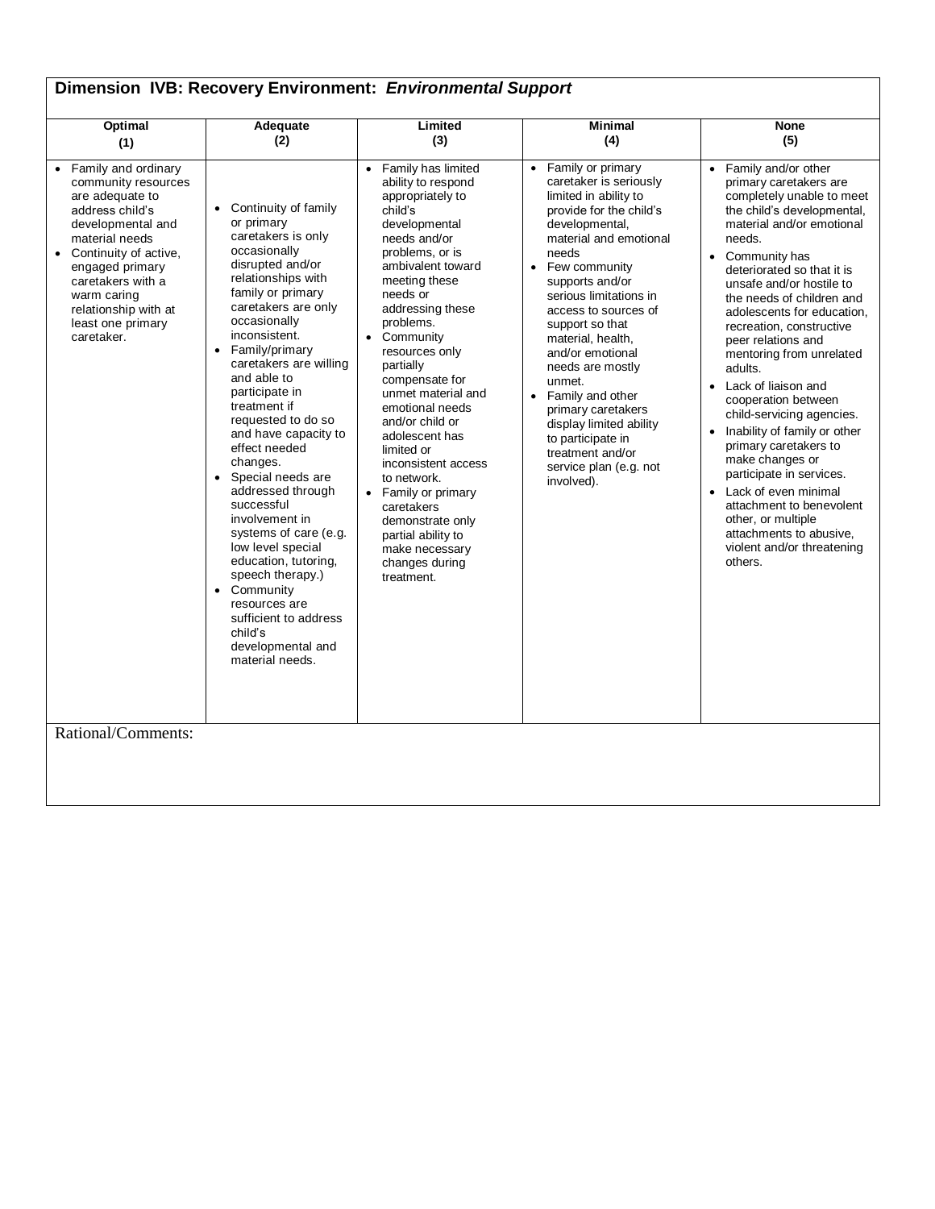## Dimension IVB: Recovery Environment: *Environmental Support*

| Optimal (1) | Adequate (2) | Limited (3) | Minimal (4) | None (5) |
|---|---|---|---|---|
| • Family and ordinary community resources are adequate to address child's developmental and material needs<br>• Continuity of active, engaged primary caretakers with a warm caring relationship with at least one primary caretaker. | • Continuity of family or primary caretakers is only occasionally disrupted and/or relationships with family or primary caretakers are only occasionally inconsistent.<br>• Family/primary caretakers are willing and able to participate in treatment if requested to do so and have capacity to effect needed changes.<br>• Special needs are addressed through successful involvement in systems of care (e.g. low level special education, tutoring, speech therapy.)<br>• Community resources are sufficient to address child's developmental and material needs. | • Family has limited ability to respond appropriately to child's developmental needs and/or problems, or is ambivalent toward meeting these needs or addressing these problems.<br>• Community resources only partially compensate for unmet material and emotional needs and/or child or adolescent has limited or inconsistent access to network.<br>• Family or primary caretakers demonstrate only partial ability to make necessary changes during treatment. | • Family or primary caretaker is seriously limited in ability to provide for the child's developmental, material and emotional needs<br>• Few community supports and/or serious limitations in access to sources of support so that material, health, and/or emotional needs are mostly unmet.<br>• Family and other primary caretakers display limited ability to participate in treatment and/or service plan (e.g. not involved). | • Family and/or other primary caretakers are completely unable to meet the child's developmental, material and/or emotional needs.<br>• Community has deteriorated so that it is unsafe and/or hostile to the needs of children and adolescents for education, recreation, constructive peer relations and mentoring from unrelated adults.<br>• Lack of liaison and cooperation between child-servicing agencies.<br>• Inability of family or other primary caretakers to make changes or participate in services.<br>• Lack of even minimal attachment to benevolent other, or multiple attachments to abusive, violent and/or threatening others. |

Rational/Comments: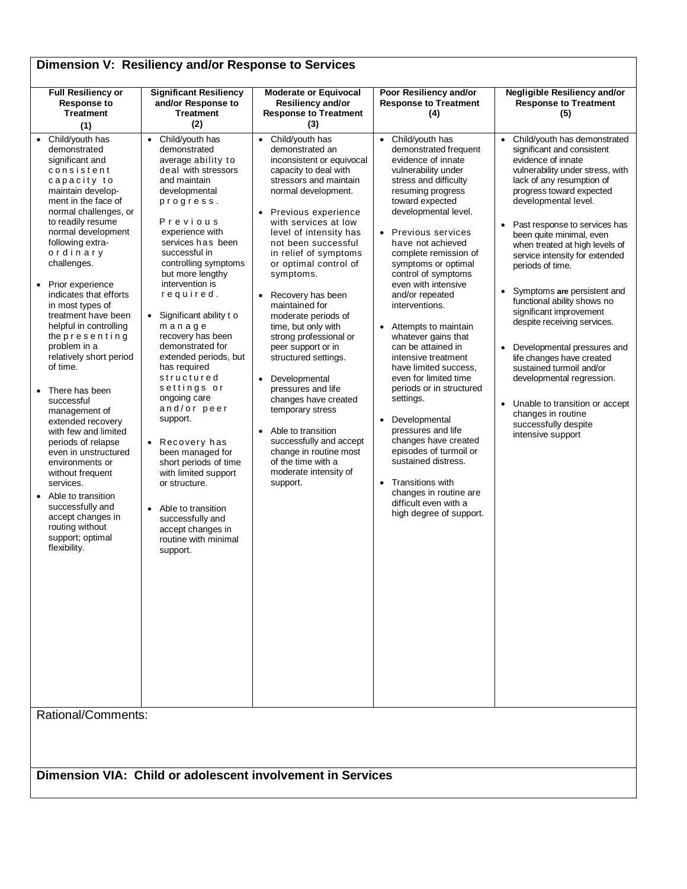## Dimension V: Resiliency and/or Response to Services

| Full Resiliency or Response to Treatment (1) | Significant Resiliency and/or Response to Treatment (2) | Moderate or Equivocal Resiliency and/or Response to Treatment (3) | Poor Resiliency and/or Response to Treatment (4) | Negligible Resiliency and/or Response to Treatment (5) |
|---|---|---|---|---|
| • Child/youth has demonstrated significant and consistent capacity to maintain development in the face of normal challenges, or to readily resume normal development following extra-ordinary challenges.<br><br>• Prior experience indicates that efforts in most types of treatment have been helpful in controlling the presenting problem in a relatively short period of time.<br><br>• There has been successful management of extended recovery with few and limited periods of relapse even in unstructured environments or without frequent services.<br><br>• Able to transition successfully and accept changes in routing without support; optimal flexibility. | • Child/youth has demonstrated average ability to deal with stressors and maintain developmental progress.<br><br>Previous experience with services has been successful in controlling symptoms but more lengthy intervention is required.<br><br>• Significant ability to manage recovery has been demonstrated for extended periods, but has required structured settings or ongoing care and/or peer support.<br><br>• Recovery has been managed for short periods of time with limited support or structure.<br><br>• Able to transition successfully and accept changes in routine with minimal support. | • Child/youth has demonstrated an inconsistent or equivocal capacity to deal with stressors and maintain normal development.<br><br>• Previous experience with services at low level of intensity has not been successful in relief of symptoms or optimal control of symptoms.<br><br>• Recovery has been maintained for moderate periods of time, but only with strong professional or peer support or in structured settings.<br><br>• Developmental pressures and life changes have created temporary stress<br><br>• Able to transition successfully and accept change in routine most of the time with a moderate intensity of support. | • Child/youth has demonstrated frequent evidence of innate vulnerability under stress and difficulty resuming progress toward expected developmental level.<br><br>• Previous services have not achieved complete remission of symptoms or optimal control of symptoms even with intensive and/or repeated interventions.<br><br>• Attempts to maintain whatever gains that can be attained in intensive treatment have limited success, even for limited time periods or in structured settings.<br><br>• Developmental pressures and life changes have created episodes of turmoil or sustained distress.<br><br>• Transitions with changes in routine are difficult even with a high degree of support. | • Child/youth has demonstrated significant and consistent evidence of innate vulnerability under stress, with lack of any resumption of progress toward expected developmental level.<br><br>• Past response to services has been quite minimal, even when treated at high levels of service intensity for extended periods of time.<br><br>• Symptoms are persistent and functional ability shows no significant improvement despite receiving services.<br><br>• Developmental pressures and life changes have created sustained turmoil and/or developmental regression.<br><br>• Unable to transition or accept changes in routine successfully despite intensive support |

Rational/Comments:

## Dimension VIA: Child or adolescent involvement in Services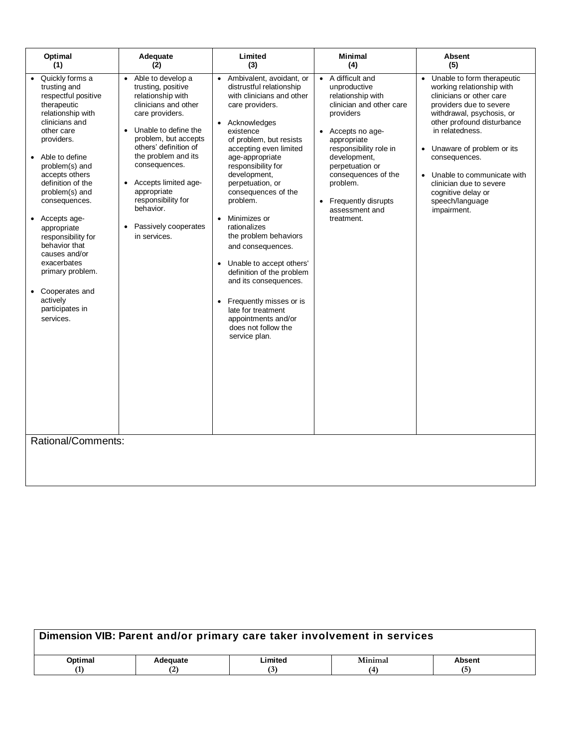| Optimal (1) | Adequate (2) | Limited (3) | Minimal (4) | Absent (5) |
|---|---|---|---|---|
| • Quickly forms a trusting and respectful positive therapeutic relationship with clinicians and other care providers.<br><br>• Able to define problem(s) and accepts others definition of the problem(s) and consequences.<br><br>• Accepts age-appropriate responsibility for behavior that causes and/or exacerbates primary problem.<br><br>• Cooperates and actively participates in services. | • Able to develop a trusting, positive relationship with clinicians and other care providers.<br><br>• Unable to define the problem, but accepts others' definition of the problem and its consequences.<br><br>• Accepts limited age-appropriate responsibility for behavior.<br><br>• Passively cooperates in services. | • Ambivalent, avoidant, or distrustful relationship with clinicians and other care providers.<br><br>• Acknowledges existence of problem, but resists accepting even limited age-appropriate responsibility for development, perpetuation, or consequences of the problem.<br><br>• Minimizes or rationalizes the problem behaviors and consequences.<br><br>• Unable to accept others' definition of the problem and its consequences.<br><br>• Frequently misses or is late for treatment appointments and/or does not follow the service plan. | • A difficult and unproductive relationship with clinician and other care providers<br><br>• Accepts no age-appropriate responsibility role in development, perpetuation or consequences of the problem.<br><br>• Frequently disrupts assessment and treatment. | • Unable to form therapeutic working relationship with clinicians or other care providers due to severe withdrawal, psychosis, or other profound disturbance in relatedness.<br><br>• Unaware of problem or its consequences.<br><br>• Unable to communicate with clinician due to severe cognitive delay or speech/language impairment. |

Rational/Comments:

| Dimension VIB: Parent and/or primary care taker involvement in services | | | | |
|---|---|---|---|---|
| **Optimal (1)** | **Adequate (2)** | **Limited (3)** | **Minimal (4)** | **Absent (5)** |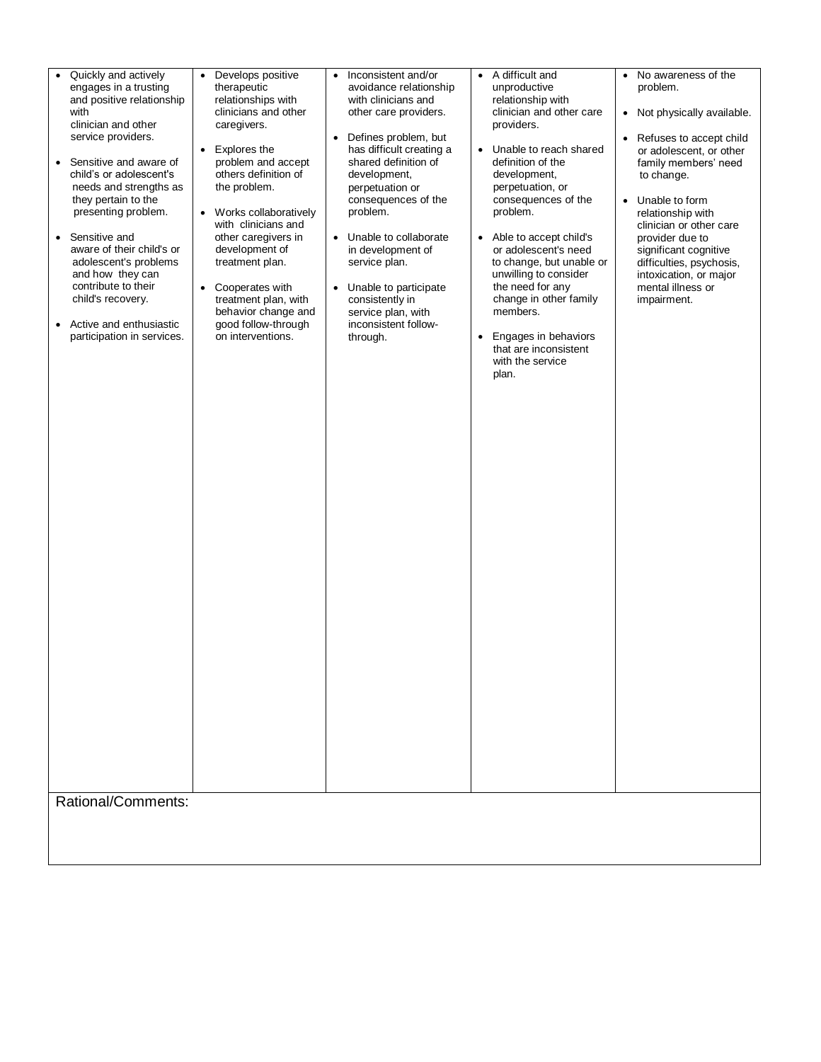| | | | | |
|---|---|---|---|---|
| • Quickly and actively engages in a trusting and positive relationship with clinician and other service providers.<br><br>• Sensitive and aware of child's or adolescent's needs and strengths as they pertain to the presenting problem.<br><br>• Sensitive and aware of their child's or adolescent's problems and how they can contribute to their child's recovery.<br><br>• Active and enthusiastic participation in services. | • Develops positive therapeutic relationships with clinicians and other caregivers.<br><br>• Explores the problem and accept others definition of the problem.<br><br>• Works collaboratively with clinicians and other caregivers in development of treatment plan.<br><br>• Cooperates with treatment plan, with behavior change and good follow-through on interventions. | • Inconsistent and/or avoidance relationship with clinicians and other care providers.<br><br>• Defines problem, but has difficult creating a shared definition of development, perpetuation or consequences of the problem.<br><br>• Unable to collaborate in development of service plan.<br><br>• Unable to participate consistently in service plan, with inconsistent follow-through. | • A difficult and unproductive relationship with clinician and other care providers.<br><br>• Unable to reach shared definition of the development, perpetuation, or consequences of the problem.<br><br>• Able to accept child's or adolescent's need to change, but unable or unwilling to consider the need for any change in other family members.<br><br>• Engages in behaviors that are inconsistent with the service plan. | • No awareness of the problem.<br><br>• Not physically available.<br><br>• Refuses to accept child or adolescent, or other family members' need to change.<br><br>• Unable to form relationship with clinician or other care provider due to significant cognitive difficulties, psychosis, intoxication, or major mental illness or impairment. |

Rational/Comments: